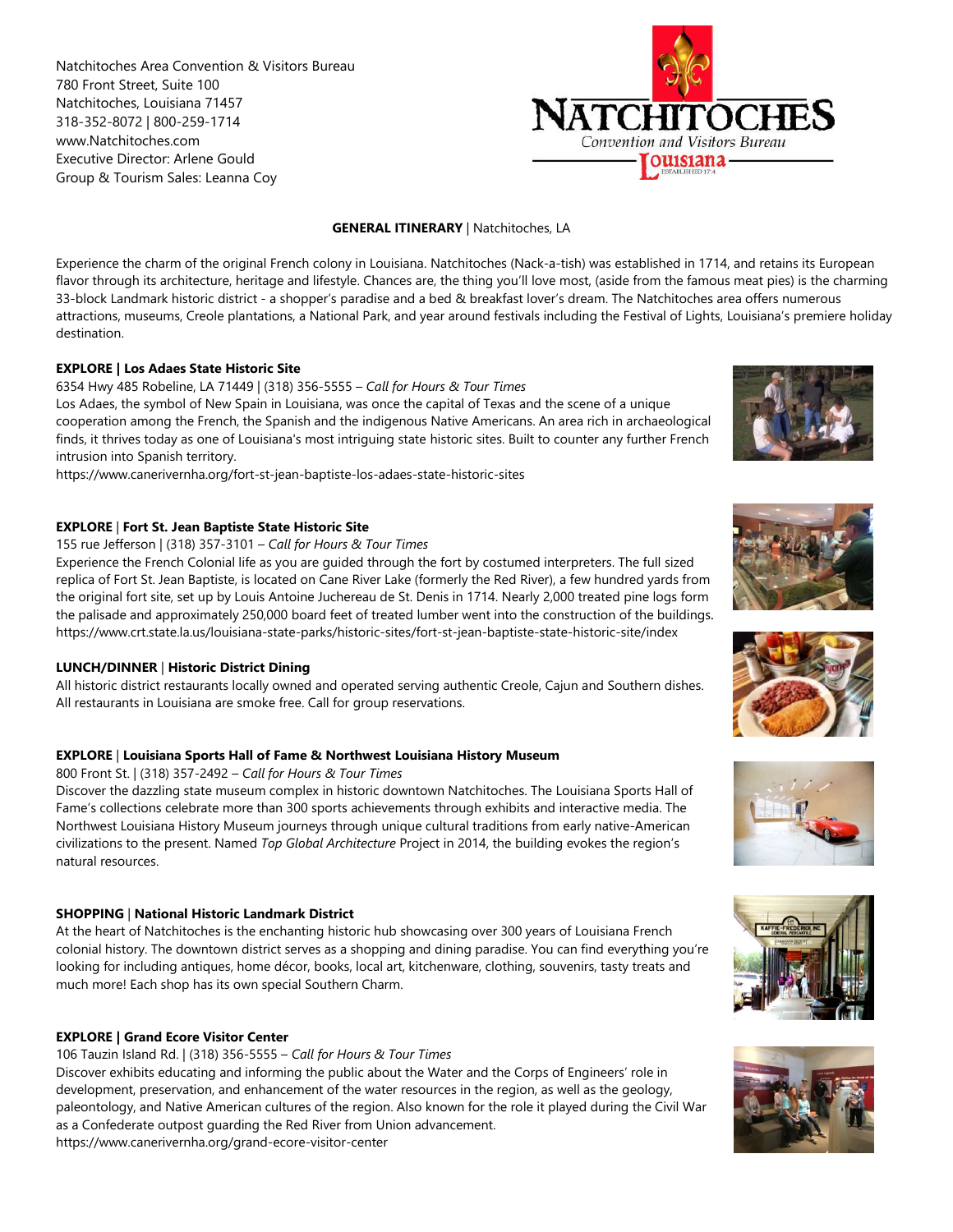Natchitoches Area Convention & Visitors Bureau
780 Front Street, Suite 100
Natchitoches, Louisiana 71457
318-352-8072 | 800-259-1714
www.Natchitoches.com
Executive Director: Arlene Gould
Group & Tourism Sales: Leanna Coy

**GENERAL ITINERARY** | Natchitoches, LA

Experience the charm of the original French colony in Louisiana. Natchitoches (Nack-a-tish) was established in 1714, and retains its European flavor through its architecture, heritage and lifestyle. Chances are, the thing you'll love most, (aside from the famous meat pies) is the charming 33-block Landmark historic district - a shopper's paradise and a bed & breakfast lover's dream. The Natchitoches area offers numerous attractions, museums, Creole plantations, a National Park, and year around festivals including the Festival of Lights, Louisiana's premiere holiday destination.

**EXPLORE | Los Adaes State Historic Site**

6354 Hwy 485 Robeline, LA 71449 | (318) 356-5555 – *Call for Hours & Tour Times*
Los Adaes, the symbol of New Spain in Louisiana, was once the capital of Texas and the scene of a unique cooperation among the French, the Spanish and the indigenous Native Americans. An area rich in archaeological finds, it thrives today as one of Louisiana's most intriguing state historic sites. Built to counter any further French intrusion into Spanish territory.
https://www.canerivernha.org/fort-st-jean-baptiste-los-adaes-state-historic-sites

**EXPLORE** | **Fort St. Jean Baptiste State Historic Site**

155 rue Jefferson | (318) 357-3101 – *Call for Hours & Tour Times*
Experience the French Colonial life as you are guided through the fort by costumed interpreters. The full sized replica of Fort St. Jean Baptiste, is located on Cane River Lake (formerly the Red River), a few hundred yards from the original fort site, set up by Louis Antoine Juchereau de St. Denis in 1714. Nearly 2,000 treated pine logs form the palisade and approximately 250,000 board feet of treated lumber went into the construction of the buildings.
https://www.crt.state.la.us/louisiana-state-parks/historic-sites/fort-st-jean-baptiste-state-historic-site/index

**LUNCH/DINNER** | **Historic District Dining**

All historic district restaurants locally owned and operated serving authentic Creole, Cajun and Southern dishes. All restaurants in Louisiana are smoke free. Call for group reservations.

**EXPLORE** | **Louisiana Sports Hall of Fame & Northwest Louisiana History Museum**

800 Front St. | (318) 357-2492 – *Call for Hours & Tour Times*
Discover the dazzling state museum complex in historic downtown Natchitoches. The Louisiana Sports Hall of Fame's collections celebrate more than 300 sports achievements through exhibits and interactive media. The Northwest Louisiana History Museum journeys through unique cultural traditions from early native-American civilizations to the present. Named *Top Global Architecture* Project in 2014, the building evokes the region's natural resources.

**SHOPPING** | **National Historic Landmark District**

At the heart of Natchitoches is the enchanting historic hub showcasing over 300 years of Louisiana French colonial history. The downtown district serves as a shopping and dining paradise. You can find everything you're looking for including antiques, home décor, books, local art, kitchenware, clothing, souvenirs, tasty treats and much more! Each shop has its own special Southern Charm.

**EXPLORE | Grand Ecore Visitor Center**

106 Tauzin Island Rd. | (318) 356-5555 – *Call for Hours & Tour Times*
Discover exhibits educating and informing the public about the Water and the Corps of Engineers' role in development, preservation, and enhancement of the water resources in the region, as well as the geology, paleontology, and Native American cultures of the region. Also known for the role it played during the Civil War as a Confederate outpost guarding the Red River from Union advancement.
https://www.canerivernha.org/grand-ecore-visitor-center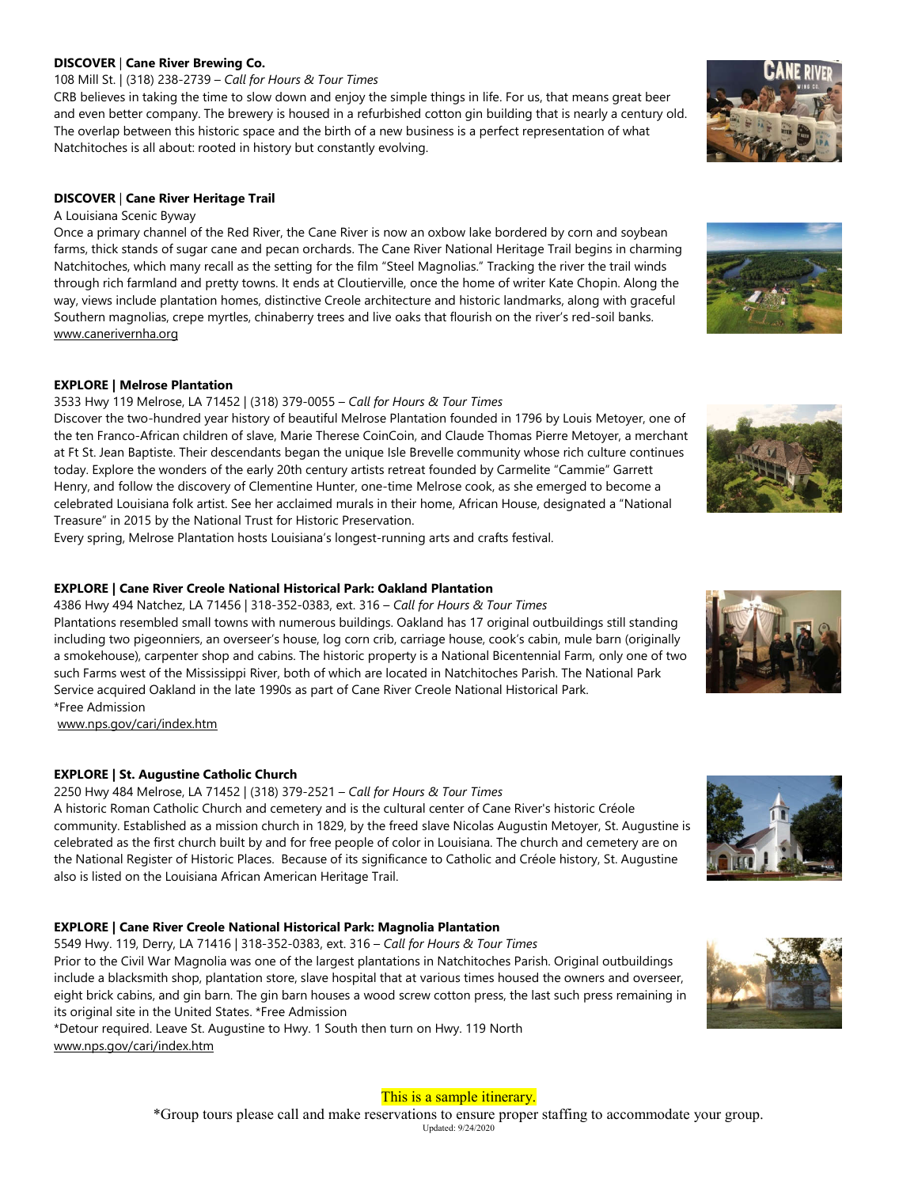**DISCOVER** | **Cane River Brewing Co.**

108 Mill St. | (318) 238-2739 – *Call for Hours & Tour Times*

CRB believes in taking the time to slow down and enjoy the simple things in life. For us, that means great beer and even better company. The brewery is housed in a refurbished cotton gin building that is nearly a century old. The overlap between this historic space and the birth of a new business is a perfect representation of what Natchitoches is all about: rooted in history but constantly evolving.

**DISCOVER** | **Cane River Heritage Trail**

A Louisiana Scenic Byway

Once a primary channel of the Red River, the Cane River is now an oxbow lake bordered by corn and soybean farms, thick stands of sugar cane and pecan orchards. The Cane River National Heritage Trail begins in charming Natchitoches, which many recall as the setting for the film "Steel Magnolias." Tracking the river the trail winds through rich farmland and pretty towns. It ends at Cloutierville, once the home of writer Kate Chopin. Along the way, views include plantation homes, distinctive Creole architecture and historic landmarks, along with graceful Southern magnolias, crepe myrtles, chinaberry trees and live oaks that flourish on the river's red-soil banks.
www.canerivernha.org

**EXPLORE | Melrose Plantation**

3533 Hwy 119 Melrose, LA 71452 | (318) 379-0055 – *Call for Hours & Tour Times*

Discover the two-hundred year history of beautiful Melrose Plantation founded in 1796 by Louis Metoyer, one of the ten Franco-African children of slave, Marie Therese CoinCoin, and Claude Thomas Pierre Metoyer, a merchant at Ft St. Jean Baptiste. Their descendants began the unique Isle Brevelle community whose rich culture continues today. Explore the wonders of the early 20th century artists retreat founded by Carmelite "Cammie" Garrett Henry, and follow the discovery of Clementine Hunter, one-time Melrose cook, as she emerged to become a celebrated Louisiana folk artist. See her acclaimed murals in their home, African House, designated a "National Treasure" in 2015 by the National Trust for Historic Preservation.

Every spring, Melrose Plantation hosts Louisiana's longest-running arts and crafts festival.

**EXPLORE | Cane River Creole National Historical Park: Oakland Plantation**

4386 Hwy 494 Natchez, LA 71456 | 318-352-0383, ext. 316 – *Call for Hours & Tour Times*

Plantations resembled small towns with numerous buildings. Oakland has 17 original outbuildings still standing including two pigeonniers, an overseer's house, log corn crib, carriage house, cook's cabin, mule barn (originally a smokehouse), carpenter shop and cabins. The historic property is a National Bicentennial Farm, only one of two such Farms west of the Mississippi River, both of which are located in Natchitoches Parish. The National Park Service acquired Oakland in the late 1990s as part of Cane River Creole National Historical Park.
*Free Admission
www.nps.gov/cari/index.htm

**EXPLORE | St. Augustine Catholic Church**

2250 Hwy 484 Melrose, LA 71452 | (318) 379-2521 – *Call for Hours & Tour Times*

A historic Roman Catholic Church and cemetery and is the cultural center of Cane River's historic Créole community. Established as a mission church in 1829, by the freed slave Nicolas Augustin Metoyer, St. Augustine is celebrated as the first church built by and for free people of color in Louisiana. The church and cemetery are on the National Register of Historic Places. Because of its significance to Catholic and Créole history, St. Augustine also is listed on the Louisiana African American Heritage Trail.

**EXPLORE | Cane River Creole National Historical Park: Magnolia Plantation**

5549 Hwy. 119, Derry, LA 71416 | 318-352-0383, ext. 316 – *Call for Hours & Tour Times*

Prior to the Civil War Magnolia was one of the largest plantations in Natchitoches Parish. Original outbuildings include a blacksmith shop, plantation store, slave hospital that at various times housed the owners and overseer, eight brick cabins, and gin barn. The gin barn houses a wood screw cotton press, the last such press remaining in its original site in the United States. *Free Admission
*Detour required. Leave St. Augustine to Hwy. 1 South then turn on Hwy. 119 North
www.nps.gov/cari/index.htm

This is a sample itinerary.

*Group tours please call and make reservations to ensure proper staffing to accommodate your group.

Updated: 9/24/2020